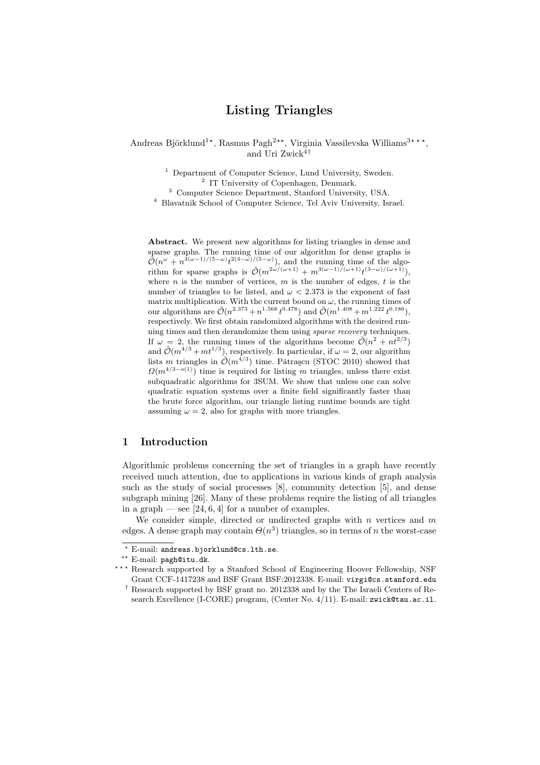# Listing Triangles

Andreas Björklund[1⋆], Rasmus Pagh[2⋆⋆], Virginia Vassilevska Williams[3⋆⋆⋆], and Uri Zwick[4†]

[1] Department of Computer Science, Lund University, Sweden.
[2] IT University of Copenhagen, Denmark.
[3] Computer Science Department, Stanford University, USA.
[4] Blavatnik School of Computer Science, Tel Aviv University, Israel.

**Abstract.** We present new algorithms for listing triangles in dense and sparse graphs. The running time of our algorithm for dense graphs is $\tilde{\mathcal{O}}(n^{\omega} + n^{3(\omega-1)/(5-\omega)} t^{2(3-\omega)/(5-\omega)})$, and the running time of the algorithm for sparse graphs is $\tilde{\mathcal{O}}(m^{2\omega/(\omega+1)} + m^{3(\omega-1)/(\omega+1)} t^{(3-\omega)/(\omega+1)})$, where $n$ is the number of vertices, $m$ is the number of edges, $t$ is the number of triangles to be listed, and $\omega < 2.373$ is the exponent of fast matrix multiplication. With the current bound on $\omega$, the running times of our algorithms are $\tilde{\mathcal{O}}(n^{2.373} + n^{1.568}\, t^{0.478})$ and $\tilde{\mathcal{O}}(m^{1.408} + m^{1.222}\, t^{0.186})$, respectively. We first obtain randomized algorithms with the desired running times and then derandomize them using *sparse recovery* techniques. If $\omega = 2$, the running times of the algorithms become $\tilde{\mathcal{O}}(n^2 + nt^{2/3})$ and $\tilde{\mathcal{O}}(m^{4/3} + mt^{1/3})$, respectively. In particular, if $\omega = 2$, our algorithm lists $m$ triangles in $\tilde{\mathcal{O}}(m^{4/3})$ time. Pătraşcu (STOC 2010) showed that $\Omega(m^{4/3-o(1)})$ time is required for listing $m$ triangles, unless there exist subquadratic algorithms for 3SUM. We show that unless one can solve quadratic equation systems over a finite field significantly faster than the brute force algorithm, our triangle listing runtime bounds are tight assuming $\omega = 2$, also for graphs with more triangles.

## 1 Introduction

Algorithmic problems concerning the set of triangles in a graph have recently received much attention, due to applications in various kinds of graph analysis such as the study of social processes [8], community detection [5], and dense subgraph mining [26]. Many of these problems require the listing of all triangles in a graph — see [24, 6, 4] for a number of examples.

We consider simple, directed or undirected graphs with $n$ vertices and $m$ edges. A dense graph may contain $\Theta(n^3)$ triangles, so in terms of $n$ the worst-case

⋆ E-mail: andreas.bjorklund@cs.lth.se.

⋆⋆ E-mail: pagh@itu.dk.

⋆⋆⋆ Research supported by a Stanford School of Engineering Hoover Fellowship, NSF Grant CCF-1417238 and BSF Grant BSF:2012338. E-mail: virgi@cs.stanford.edu

† Research supported by BSF grant no. 2012338 and by the The Israeli Centers of Research Excellence (I-CORE) program, (Center No. 4/11). E-mail: zwick@tau.ac.il.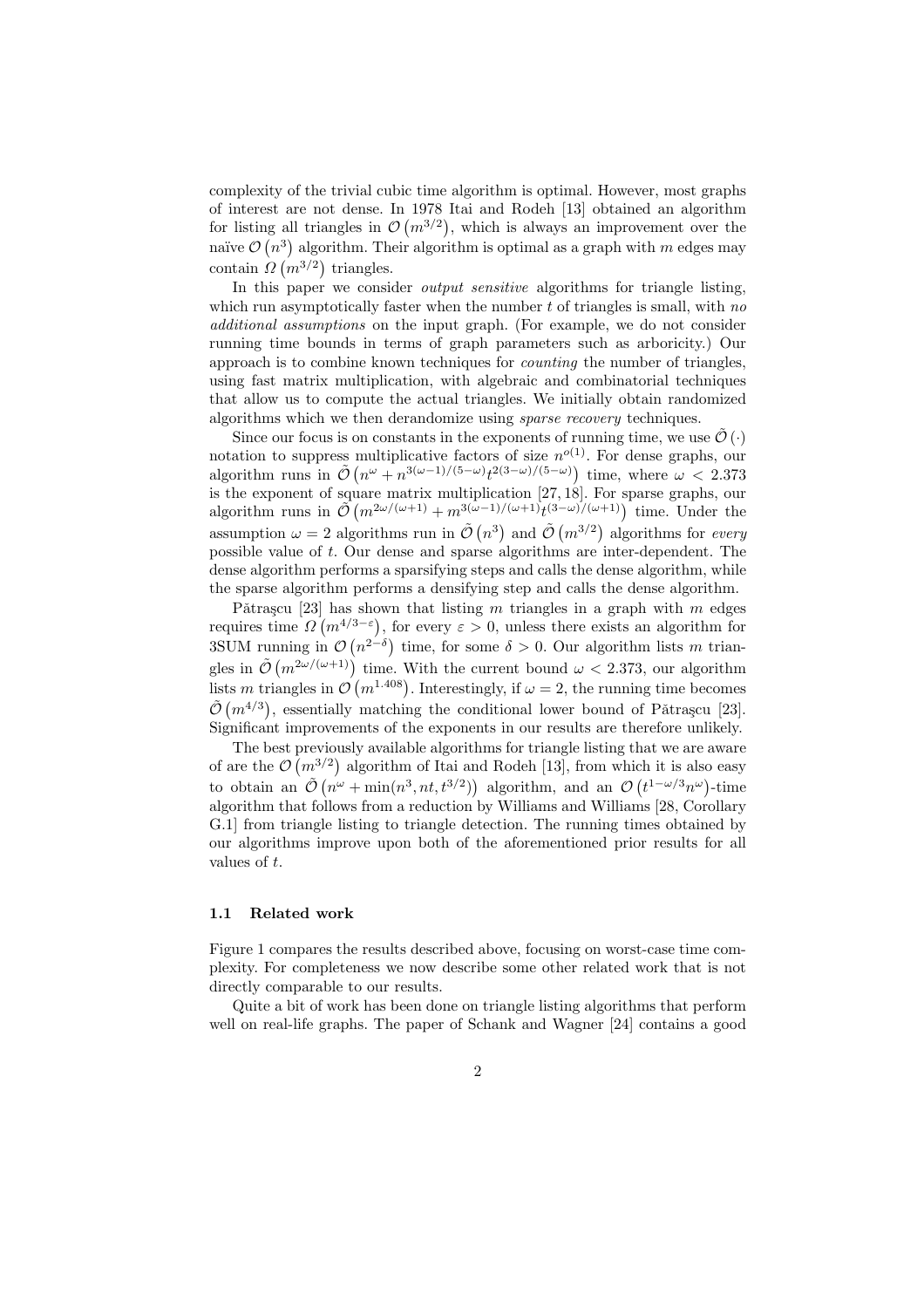complexity of the trivial cubic time algorithm is optimal. However, most graphs of interest are not dense. In 1978 Itai and Rodeh [13] obtained an algorithm for listing all triangles in $\mathcal{O}(m^{3/2})$, which is always an improvement over the naïve $\mathcal{O}(n^3)$ algorithm. Their algorithm is optimal as a graph with $m$ edges may contain $\Omega(m^{3/2})$ triangles.

In this paper we consider *output sensitive* algorithms for triangle listing, which run asymptotically faster when the number $t$ of triangles is small, with *no additional assumptions* on the input graph. (For example, we do not consider running time bounds in terms of graph parameters such as arboricity.) Our approach is to combine known techniques for *counting* the number of triangles, using fast matrix multiplication, with algebraic and combinatorial techniques that allow us to compute the actual triangles. We initially obtain randomized algorithms which we then derandomize using *sparse recovery* techniques.

Since our focus is on constants in the exponents of running time, we use $\tilde{\mathcal{O}}(\cdot)$ notation to suppress multiplicative factors of size $n^{o(1)}$. For dense graphs, our algorithm runs in $\tilde{\mathcal{O}}\left(n^{\omega} + n^{3(\omega-1)/(5-\omega)}t^{2(3-\omega)/(5-\omega)}\right)$ time, where $\omega < 2.373$ is the exponent of square matrix multiplication [27, 18]. For sparse graphs, our algorithm runs in $\tilde{\mathcal{O}}\left(m^{2\omega/(\omega+1)} + m^{3(\omega-1)/(\omega+1)}t^{(3-\omega)/(\omega+1)}\right)$ time. Under the assumption $\omega = 2$ algorithms run in $\tilde{\mathcal{O}}(n^3)$ and $\tilde{\mathcal{O}}(m^{3/2})$ algorithms for *every* possible value of $t$. Our dense and sparse algorithms are inter-dependent. The dense algorithm performs a sparsifying steps and calls the dense algorithm, while the sparse algorithm performs a densifying step and calls the dense algorithm.

Pătraşcu [23] has shown that listing $m$ triangles in a graph with $m$ edges requires time $\Omega(m^{4/3-\varepsilon})$, for every $\varepsilon > 0$, unless there exists an algorithm for 3SUM running in $\mathcal{O}(n^{2-\delta})$ time, for some $\delta > 0$. Our algorithm lists $m$ triangles in $\tilde{\mathcal{O}}(m^{2\omega/(\omega+1)})$ time. With the current bound $\omega < 2.373$, our algorithm lists $m$ triangles in $\mathcal{O}(m^{1.408})$. Interestingly, if $\omega = 2$, the running time becomes $\tilde{\mathcal{O}}(m^{4/3})$, essentially matching the conditional lower bound of Pătraşcu [23]. Significant improvements of the exponents in our results are therefore unlikely.

The best previously available algorithms for triangle listing that we are aware of are the $\mathcal{O}(m^{3/2})$ algorithm of Itai and Rodeh [13], from which it is also easy to obtain an $\tilde{\mathcal{O}}\left(n^{\omega} + \min(n^3, nt, t^{3/2})\right)$ algorithm, and an $\mathcal{O}(t^{1-\omega/3}n^{\omega})$-time algorithm that follows from a reduction by Williams and Williams [28, Corollary G.1] from triangle listing to triangle detection. The running times obtained by our algorithms improve upon both of the aforementioned prior results for all values of $t$.

### 1.1 Related work

Figure 1 compares the results described above, focusing on worst-case time complexity. For completeness we now describe some other related work that is not directly comparable to our results.

Quite a bit of work has been done on triangle listing algorithms that perform well on real-life graphs. The paper of Schank and Wagner [24] contains a good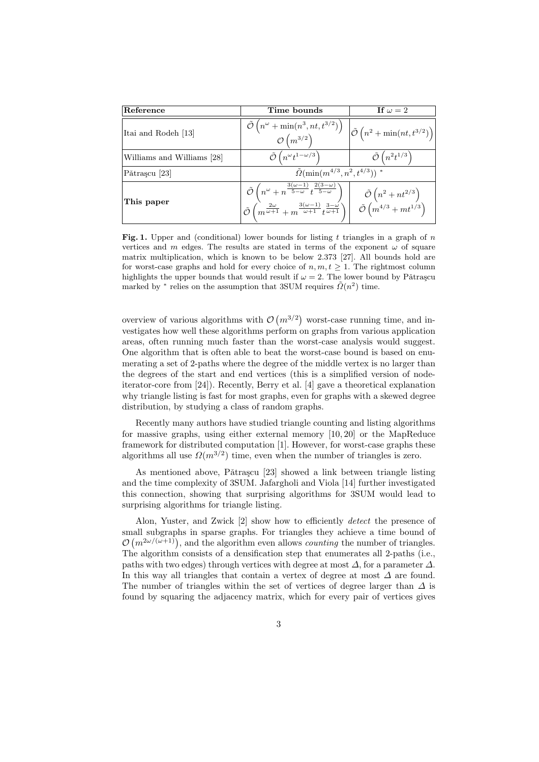| Reference | Time bounds | If $\omega = 2$ |
| --- | --- | --- |
| Itai and Rodeh [13] | $\tilde{\mathcal{O}}\left(n^{\omega} + \min(n^3, nt, t^{3/2})\right)$ <br> $\mathcal{O}\left(m^{3/2}\right)$ | $\tilde{\mathcal{O}}\left(n^2 + \min(nt, t^{3/2})\right)$ |
| Williams and Williams [28] | $\tilde{\mathcal{O}}\left(n^{\omega} t^{1-\omega/3}\right)$ | $\tilde{\mathcal{O}}\left(n^2 t^{1/3}\right)$ |
| Pătraşcu [23] | $\tilde{\Omega}(\min(m^{4/3}, n^2, t^{4/3}))$ * | |
| **This paper** | $\tilde{\mathcal{O}}\left(n^{\omega} + n^{\frac{3(\omega-1)}{5-\omega}} t^{\frac{2(3-\omega)}{5-\omega}}\right)$ <br> $\tilde{\mathcal{O}}\left(m^{\frac{2\omega}{\omega+1}} + m^{\frac{3(\omega-1)}{\omega+1}} t^{\frac{3-\omega}{\omega+1}}\right)$ | $\tilde{\mathcal{O}}\left(n^2 + nt^{2/3}\right)$ <br> $\tilde{\mathcal{O}}\left(m^{4/3} + mt^{1/3}\right)$ |

**Fig. 1.** Upper and (conditional) lower bounds for listing $t$ triangles in a graph of $n$ vertices and $m$ edges. The results are stated in terms of the exponent $\omega$ of square matrix multiplication, which is known to be below 2.373 [27]. All bounds hold are for worst-case graphs and hold for every choice of $n, m, t \geq 1$. The rightmost column highlights the upper bounds that would result if $\omega = 2$. The lower bound by Pătraşcu marked by * relies on the assumption that 3SUM requires $\tilde{\Omega}(n^2)$ time.

overview of various algorithms with $\mathcal{O}\left(m^{3/2}\right)$ worst-case running time, and investigates how well these algorithms perform on graphs from various application areas, often running much faster than the worst-case analysis would suggest. One algorithm that is often able to beat the worst-case bound is based on enumerating a set of 2-paths where the degree of the middle vertex is no larger than the degrees of the start and end vertices (this is a simplified version of node-iterator-core from [24]). Recently, Berry et al. [4] gave a theoretical explanation why triangle listing is fast for most graphs, even for graphs with a skewed degree distribution, by studying a class of random graphs.

Recently many authors have studied triangle counting and listing algorithms for massive graphs, using either external memory [10, 20] or the MapReduce framework for distributed computation [1]. However, for worst-case graphs these algorithms all use $\Omega(m^{3/2})$ time, even when the number of triangles is zero.

As mentioned above, Pătraşcu [23] showed a link between triangle listing and the time complexity of 3SUM. Jafargholi and Viola [14] further investigated this connection, showing that surprising algorithms for 3SUM would lead to surprising algorithms for triangle listing.

Alon, Yuster, and Zwick [2] show how to efficiently *detect* the presence of small subgraphs in sparse graphs. For triangles they achieve a time bound of $\mathcal{O}\left(m^{2\omega/(\omega+1)}\right)$, and the algorithm even allows *counting* the number of triangles. The algorithm consists of a densification step that enumerates all 2-paths (i.e., paths with two edges) through vertices with degree at most $\Delta$, for a parameter $\Delta$. In this way all triangles that contain a vertex of degree at most $\Delta$ are found. The number of triangles within the set of vertices of degree larger than $\Delta$ is found by squaring the adjacency matrix, which for every pair of vertices gives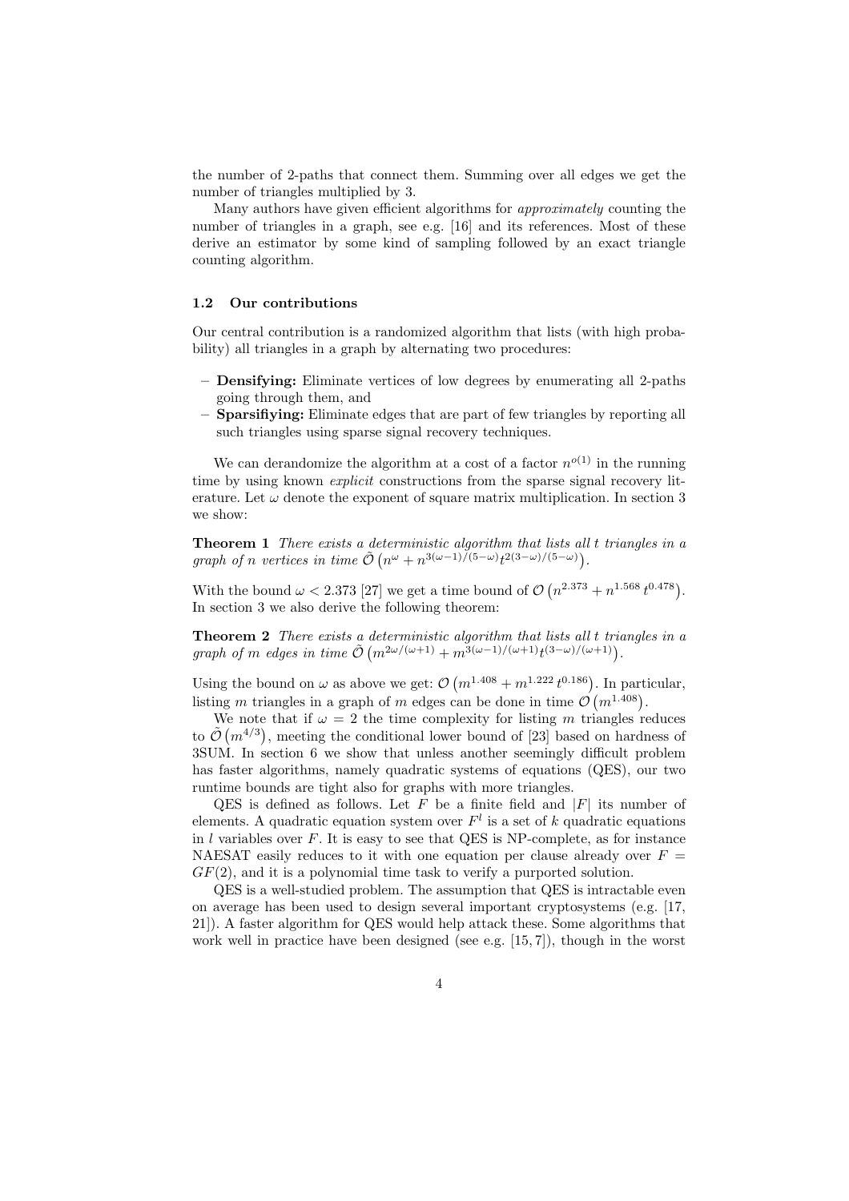the number of 2-paths that connect them. Summing over all edges we get the number of triangles multiplied by 3.

Many authors have given efficient algorithms for *approximately* counting the number of triangles in a graph, see e.g. [16] and its references. Most of these derive an estimator by some kind of sampling followed by an exact triangle counting algorithm.

### 1.2 Our contributions

Our central contribution is a randomized algorithm that lists (with high probability) all triangles in a graph by alternating two procedures:

- **Densifying:** Eliminate vertices of low degrees by enumerating all 2-paths going through them, and
- **Sparsifiying:** Eliminate edges that are part of few triangles by reporting all such triangles using sparse signal recovery techniques.

We can derandomize the algorithm at a cost of a factor $n^{o(1)}$ in the running time by using known *explicit* constructions from the sparse signal recovery literature. Let $\omega$ denote the exponent of square matrix multiplication. In section 3 we show:

**Theorem 1** *There exists a deterministic algorithm that lists all $t$ triangles in a graph of $n$ vertices in time $\tilde{\mathcal{O}}\left(n^{\omega} + n^{3(\omega-1)/(5-\omega)} t^{2(3-\omega)/(5-\omega)}\right)$.*

With the bound $\omega < 2.373$ [27] we get a time bound of $\mathcal{O}\left(n^{2.373} + n^{1.568}\, t^{0.478}\right)$. In section 3 we also derive the following theorem:

**Theorem 2** *There exists a deterministic algorithm that lists all $t$ triangles in a graph of $m$ edges in time $\tilde{\mathcal{O}}\left(m^{2\omega/(\omega+1)} + m^{3(\omega-1)/(\omega+1)} t^{(3-\omega)/(\omega+1)}\right)$.*

Using the bound on $\omega$ as above we get: $\mathcal{O}\left(m^{1.408} + m^{1.222}\, t^{0.186}\right)$. In particular, listing $m$ triangles in a graph of $m$ edges can be done in time $\mathcal{O}\left(m^{1.408}\right)$.

We note that if $\omega = 2$ the time complexity for listing $m$ triangles reduces to $\tilde{\mathcal{O}}\left(m^{4/3}\right)$, meeting the conditional lower bound of [23] based on hardness of 3SUM. In section 6 we show that unless another seemingly difficult problem has faster algorithms, namely quadratic systems of equations (QES), our two runtime bounds are tight also for graphs with more triangles.

QES is defined as follows. Let $F$ be a finite field and $|F|$ its number of elements. A quadratic equation system over $F^l$ is a set of $k$ quadratic equations in $l$ variables over $F$. It is easy to see that QES is NP-complete, as for instance NAESAT easily reduces to it with one equation per clause already over $F = GF(2)$, and it is a polynomial time task to verify a purported solution.

QES is a well-studied problem. The assumption that QES is intractable even on average has been used to design several important cryptosystems (e.g. [17, 21]). A faster algorithm for QES would help attack these. Some algorithms that work well in practice have been designed (see e.g. [15, 7]), though in the worst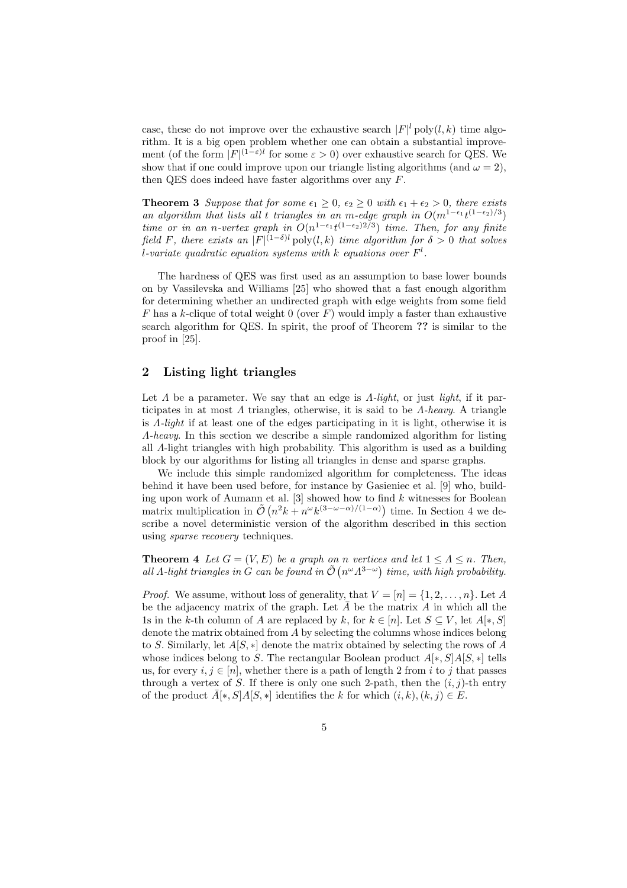case, these do not improve over the exhaustive search $|F|^l \operatorname{poly}(l,k)$ time algorithm. It is a big open problem whether one can obtain a substantial improvement (of the form $|F|^{(1-\varepsilon)l}$ for some $\varepsilon > 0$) over exhaustive search for QES. We show that if one could improve upon our triangle listing algorithms (and $\omega = 2$), then QES does indeed have faster algorithms over any $F$.

**Theorem 3** *Suppose that for some $\epsilon_1 \geq 0$, $\epsilon_2 \geq 0$ with $\epsilon_1 + \epsilon_2 > 0$, there exists an algorithm that lists all $t$ triangles in an $m$-edge graph in $O(m^{1-\epsilon_1} t^{(1-\epsilon_2)/3})$ time or in an $n$-vertex graph in $O(n^{1-\epsilon_1} t^{(1-\epsilon_2)2/3})$ time. Then, for any finite field $F$, there exists an $|F|^{(1-\delta)l} \operatorname{poly}(l,k)$ time algorithm for $\delta > 0$ that solves $l$-variate quadratic equation systems with $k$ equations over $F^l$.*

The hardness of QES was first used as an assumption to base lower bounds on by Vassilevska and Williams [25] who showed that a fast enough algorithm for determining whether an undirected graph with edge weights from some field $F$ has a $k$-clique of total weight 0 (over $F$) would imply a faster than exhaustive search algorithm for QES. In spirit, the proof of Theorem **??** is similar to the proof in [25].

## 2 Listing light triangles

Let $\Lambda$ be a parameter. We say that an edge is *$\Lambda$-light*, or just *light*, if it participates in at most $\Lambda$ triangles, otherwise, it is said to be *$\Lambda$-heavy*. A triangle is *$\Lambda$-light* if at least one of the edges participating in it is light, otherwise it is *$\Lambda$-heavy*. In this section we describe a simple randomized algorithm for listing all $\Lambda$-light triangles with high probability. This algorithm is used as a building block by our algorithms for listing all triangles in dense and sparse graphs.

We include this simple randomized algorithm for completeness. The ideas behind it have been used before, for instance by Gasieniec et al. [9] who, building upon work of Aumann et al. [3] showed how to find $k$ witnesses for Boolean matrix multiplication in $\tilde{\mathcal{O}}\left(n^2 k + n^\omega k^{(3-\omega-\alpha)/(1-\alpha)}\right)$ time. In Section 4 we describe a novel deterministic version of the algorithm described in this section using *sparse recovery* techniques.

**Theorem 4** *Let $G = (V,E)$ be a graph on $n$ vertices and let $1 \leq \Lambda \leq n$. Then, all $\Lambda$-light triangles in $G$ can be found in $\tilde{\mathcal{O}}\left(n^\omega \Lambda^{3-\omega}\right)$ time, with high probability.*

*Proof.* We assume, without loss of generality, that $V = [n] = \{1,2,\ldots,n\}$. Let $A$ be the adjacency matrix of the graph. Let $\bar{A}$ be the matrix $A$ in which all the 1s in the $k$-th column of $A$ are replaced by $k$, for $k \in [n]$. Let $S \subseteq V$, let $A[*,S]$ denote the matrix obtained from $A$ by selecting the columns whose indices belong to $S$. Similarly, let $A[S,*]$ denote the matrix obtained by selecting the rows of $A$ whose indices belong to $S$. The rectangular Boolean product $A[*,S]A[S,*]$ tells us, for every $i,j \in [n]$, whether there is a path of length 2 from $i$ to $j$ that passes through a vertex of $S$. If there is only one such 2-path, then the $(i,j)$-th entry of the product $\bar{A}[*,S]A[S,*]$ identifies the $k$ for which $(i,k),(k,j) \in E$.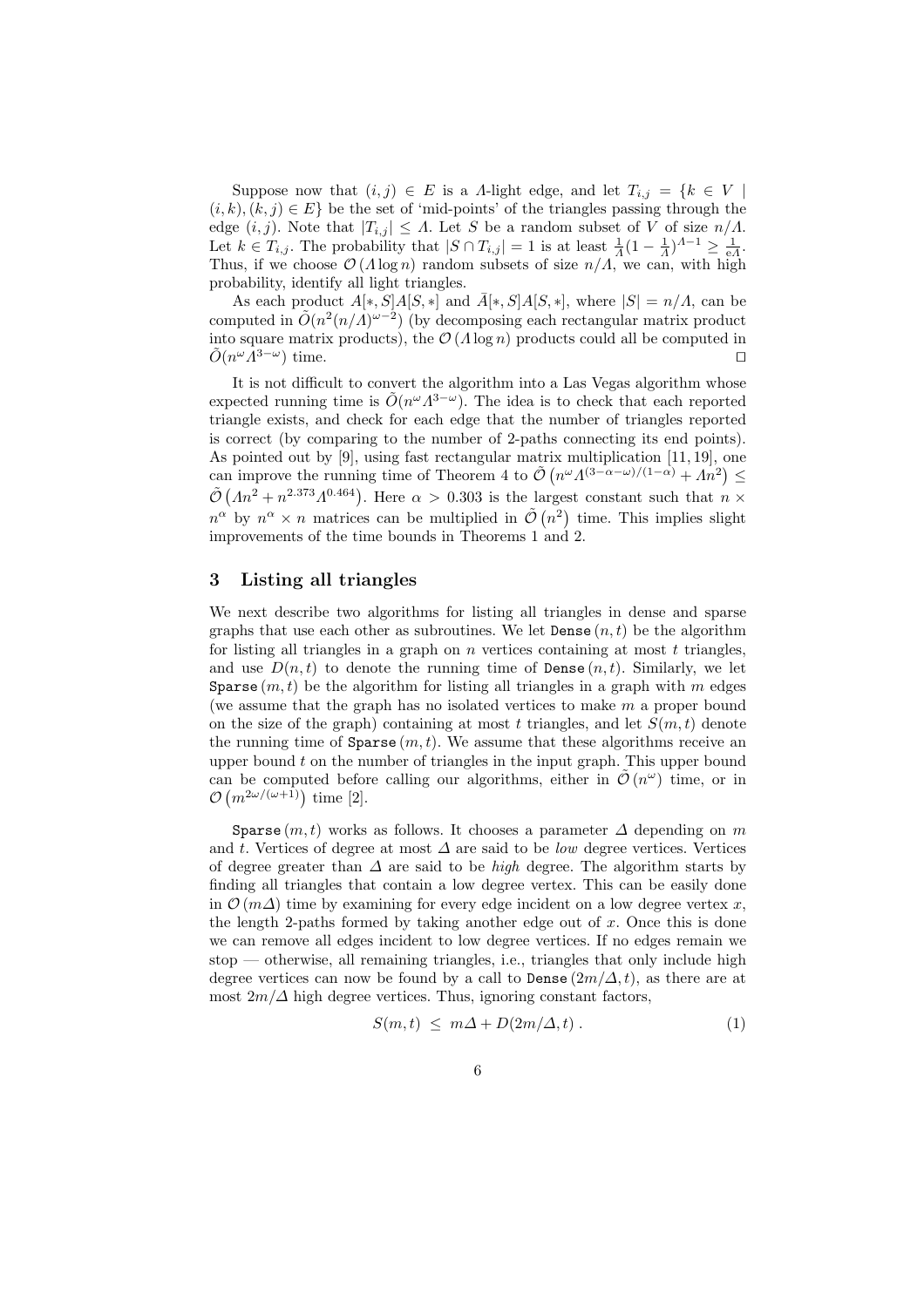Suppose now that $(i,j) \in E$ is a $\Lambda$-light edge, and let $T_{i,j} = \{k \in V \mid (i,k),(k,j) \in E\}$ be the set of 'mid-points' of the triangles passing through the edge $(i,j)$. Note that $|T_{i,j}| \leq \Lambda$. Let $S$ be a random subset of $V$ of size $n/\Lambda$. Let $k \in T_{i,j}$. The probability that $|S \cap T_{i,j}| = 1$ is at least $\frac{1}{\Lambda}(1-\frac{1}{\Lambda})^{\Lambda-1} \geq \frac{1}{e\Lambda}$. Thus, if we choose $\mathcal{O}(\Lambda \log n)$ random subsets of size $n/\Lambda$, we can, with high probability, identify all light triangles.

As each product $A[*,S]A[S,*]$ and $\bar{A}[*,S]A[S,*]$, where $|S| = n/\Lambda$, can be computed in $\tilde{O}(n^2(n/\Lambda)^{\omega-2})$ (by decomposing each rectangular matrix product into square matrix products), the $\mathcal{O}(\Lambda \log n)$ products could all be computed in $\tilde{O}(n^\omega \Lambda^{3-\omega})$ time. ◻

It is not difficult to convert the algorithm into a Las Vegas algorithm whose expected running time is $\tilde{O}(n^\omega \Lambda^{3-\omega})$. The idea is to check that each reported triangle exists, and check for each edge that the number of triangles reported is correct (by comparing to the number of 2-paths connecting its end points). As pointed out by [9], using fast rectangular matrix multiplication [11, 19], one can improve the running time of Theorem 4 to $\tilde{\mathcal{O}}\left(n^\omega \Lambda^{(3-\alpha-\omega)/(1-\alpha)} + \Lambda n^2\right) \leq \tilde{\mathcal{O}}\left(\Lambda n^2 + n^{2.373}\Lambda^{0.464}\right)$. Here $\alpha > 0.303$ is the largest constant such that $n \times n^\alpha$ by $n^\alpha \times n$ matrices can be multiplied in $\tilde{\mathcal{O}}\left(n^2\right)$ time. This implies slight improvements of the time bounds in Theorems 1 and 2.

## 3 Listing all triangles

We next describe two algorithms for listing all triangles in dense and sparse graphs that use each other as subroutines. We let $\texttt{Dense}\,(n,t)$ be the algorithm for listing all triangles in a graph on $n$ vertices containing at most $t$ triangles, and use $D(n,t)$ to denote the running time of $\texttt{Dense}\,(n,t)$. Similarly, we let $\texttt{Sparse}\,(m,t)$ be the algorithm for listing all triangles in a graph with $m$ edges (we assume that the graph has no isolated vertices to make $m$ a proper bound on the size of the graph) containing at most $t$ triangles, and let $S(m,t)$ denote the running time of $\texttt{Sparse}\,(m,t)$. We assume that these algorithms receive an upper bound $t$ on the number of triangles in the input graph. This upper bound can be computed before calling our algorithms, either in $\tilde{\mathcal{O}}\left(n^\omega\right)$ time, or in $\mathcal{O}\left(m^{2\omega/(\omega+1)}\right)$ time [2].

$\texttt{Sparse}\,(m,t)$ works as follows. It chooses a parameter $\Delta$ depending on $m$ and $t$. Vertices of degree at most $\Delta$ are said to be *low* degree vertices. Vertices of degree greater than $\Delta$ are said to be *high* degree. The algorithm starts by finding all triangles that contain a low degree vertex. This can be easily done in $\mathcal{O}\left(m\Delta\right)$ time by examining for every edge incident on a low degree vertex $x$, the length 2-paths formed by taking another edge out of $x$. Once this is done we can remove all edges incident to low degree vertices. If no edges remain we stop — otherwise, all remaining triangles, i.e., triangles that only include high degree vertices can now be found by a call to $\texttt{Dense}\,(2m/\Delta,t)$, as there are at most $2m/\Delta$ high degree vertices. Thus, ignoring constant factors,

$$S(m,t) \;\leq\; m\Delta + D(2m/\Delta,t)\;. \tag{1}$$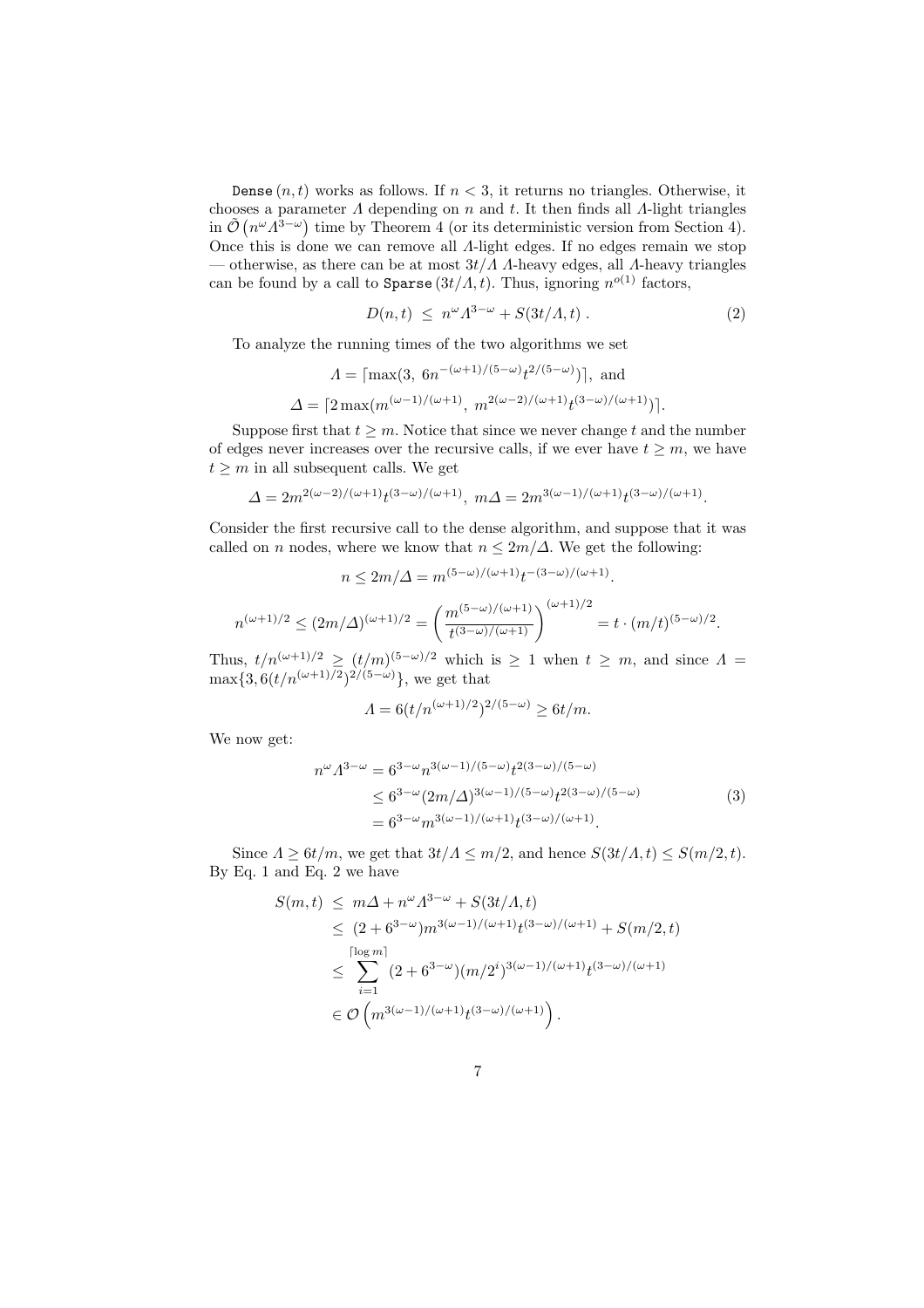Dense $(n, t)$ works as follows. If $n < 3$, it returns no triangles. Otherwise, it chooses a parameter $\Lambda$ depending on $n$ and $t$. It then finds all $\Lambda$-light triangles in $\tilde{\mathcal{O}}\left(n^\omega \Lambda^{3-\omega}\right)$ time by Theorem 4 (or its deterministic version from Section 4). Once this is done we can remove all $\Lambda$-light edges. If no edges remain we stop — otherwise, as there can be at most $3t/\Lambda$ $\Lambda$-heavy edges, all $\Lambda$-heavy triangles can be found by a call to Sparse $(3t/\Lambda, t)$. Thus, ignoring $n^{o(1)}$ factors,

$$D(n,t) \;\leq\; n^\omega \Lambda^{3-\omega} + S(3t/\Lambda, t)\;. \tag{2}$$

To analyze the running times of the two algorithms we set

$$\Lambda = \lceil \max(3,\; 6n^{-(\omega+1)/(5-\omega)}t^{2/(5-\omega)})\rceil, \text{ and}$$

$$\Delta = \lceil 2\max(m^{(\omega-1)/(\omega+1)},\; m^{2(\omega-2)/(\omega+1)}t^{(3-\omega)/(\omega+1)})\rceil.$$

Suppose first that $t \geq m$. Notice that since we never change $t$ and the number of edges never increases over the recursive calls, if we ever have $t \geq m$, we have $t \geq m$ in all subsequent calls. We get

$$\Delta = 2m^{2(\omega-2)/(\omega+1)}t^{(3-\omega)/(\omega+1)},\; m\Delta = 2m^{3(\omega-1)/(\omega+1)}t^{(3-\omega)/(\omega+1)}.$$

Consider the first recursive call to the dense algorithm, and suppose that it was called on $n$ nodes, where we know that $n \leq 2m/\Delta$. We get the following:

$$n \leq 2m/\Delta = m^{(5-\omega)/(\omega+1)}t^{-(3-\omega)/(\omega+1)}.$$

$$n^{(\omega+1)/2} \leq (2m/\Delta)^{(\omega+1)/2} = \left(\frac{m^{(5-\omega)/(\omega+1)}}{t^{(3-\omega)/(\omega+1)}}\right)^{(\omega+1)/2} = t\cdot(m/t)^{(5-\omega)/2}.$$

Thus, $t/n^{(\omega+1)/2} \geq (t/m)^{(5-\omega)/2}$ which is $\geq 1$ when $t \geq m$, and since $\Lambda = \max\{3, 6(t/n^{(\omega+1)/2})^{2/(5-\omega)}\}$, we get that

$$\Lambda = 6(t/n^{(\omega+1)/2})^{2/(5-\omega)} \geq 6t/m.$$

We now get:

$$\begin{aligned}
n^\omega \Lambda^{3-\omega} &= 6^{3-\omega}n^{3(\omega-1)/(5-\omega)}t^{2(3-\omega)/(5-\omega)}\\
&\leq 6^{3-\omega}(2m/\Delta)^{3(\omega-1)/(5-\omega)}t^{2(3-\omega)/(5-\omega)}\\
&= 6^{3-\omega}m^{3(\omega-1)/(\omega+1)}t^{(3-\omega)/(\omega+1)}.
\end{aligned} \tag{3}$$

Since $\Lambda \geq 6t/m$, we get that $3t/\Lambda \leq m/2$, and hence $S(3t/\Lambda, t) \leq S(m/2, t)$. By Eq. 1 and Eq. 2 we have

$$\begin{aligned}
S(m,t) \;&\leq\; m\Delta + n^\omega\Lambda^{3-\omega} + S(3t/\Lambda, t)\\
&\leq\; (2+6^{3-\omega})m^{3(\omega-1)/(\omega+1)}t^{(3-\omega)/(\omega+1)} + S(m/2,t)\\
&\leq\; \sum_{i=1}^{\lceil \log m\rceil}(2+6^{3-\omega})(m/2^i)^{3(\omega-1)/(\omega+1)}t^{(3-\omega)/(\omega+1)}\\
&\in \mathcal{O}\left(m^{3(\omega-1)/(\omega+1)}t^{(3-\omega)/(\omega+1)}\right).
\end{aligned}$$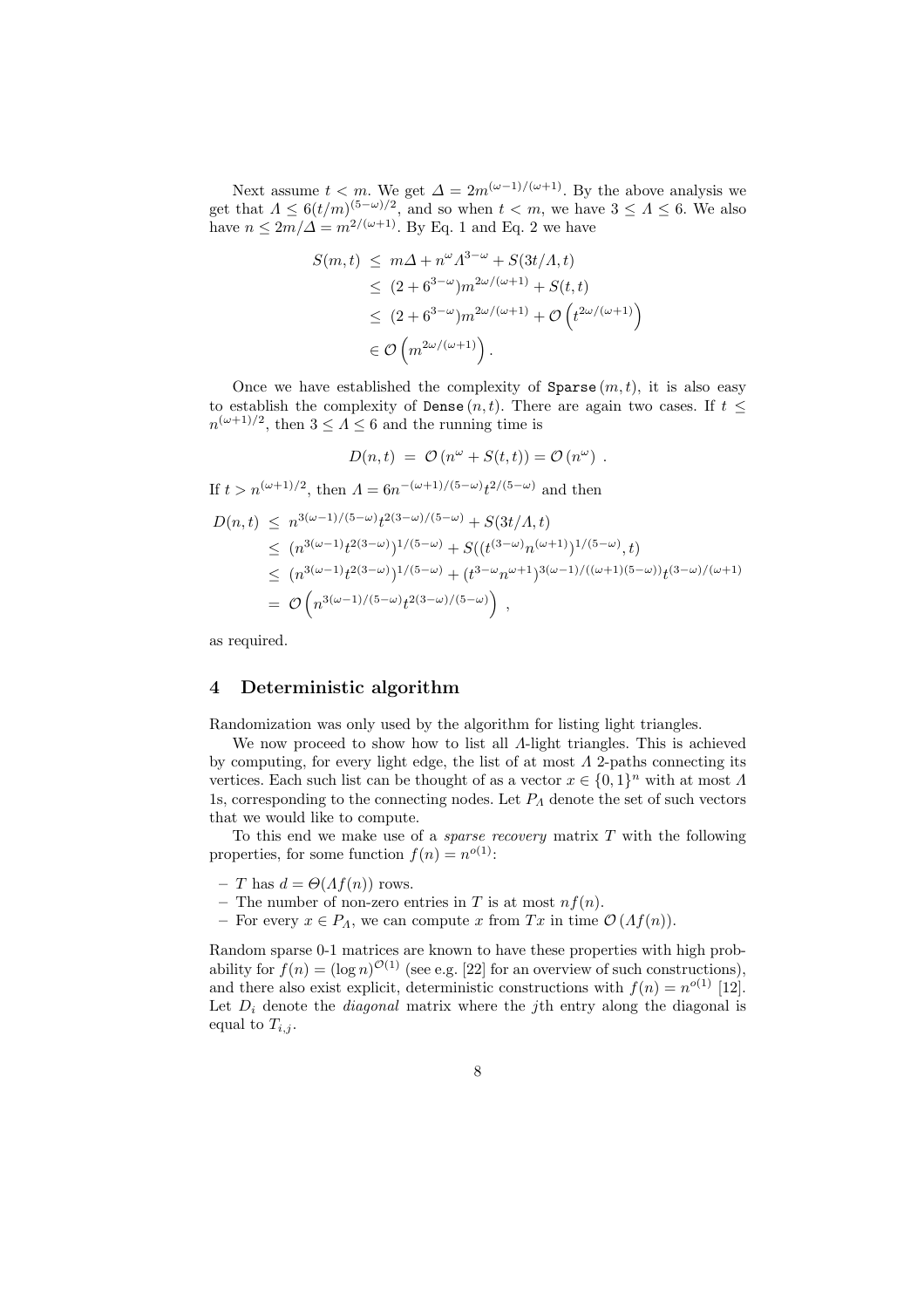Next assume $t < m$. We get $\Delta = 2m^{(\omega-1)/(\omega+1)}$. By the above analysis we get that $\Lambda \leq 6(t/m)^{(5-\omega)/2}$, and so when $t < m$, we have $3 \leq \Lambda \leq 6$. We also have $n \leq 2m/\Delta = m^{2/(\omega+1)}$. By Eq. 1 and Eq. 2 we have

$$
\begin{aligned}
S(m,t) &\leq m\Delta + n^{\omega}\Lambda^{3-\omega} + S(3t/\Lambda, t) \\
&\leq (2 + 6^{3-\omega})m^{2\omega/(\omega+1)} + S(t,t) \\
&\leq (2 + 6^{3-\omega})m^{2\omega/(\omega+1)} + \mathcal{O}\left(t^{2\omega/(\omega+1)}\right) \\
&\in \mathcal{O}\left(m^{2\omega/(\omega+1)}\right).
\end{aligned}
$$

Once we have established the complexity of `Sparse` $(m,t)$, it is also easy to establish the complexity of `Dense` $(n,t)$. There are again two cases. If $t \leq n^{(\omega+1)/2}$, then $3 \leq \Lambda \leq 6$ and the running time is

$$
D(n,t) \;=\; \mathcal{O}\left(n^{\omega} + S(t,t)\right) = \mathcal{O}\left(n^{\omega}\right) .
$$

If $t > n^{(\omega+1)/2}$, then $\Lambda = 6n^{-(\omega+1)/(5-\omega)}t^{2/(5-\omega)}$ and then

$$
\begin{aligned}
D(n,t) &\leq n^{3(\omega-1)/(5-\omega)}t^{2(3-\omega)/(5-\omega)} + S(3t/\Lambda, t) \\
&\leq (n^{3(\omega-1)}t^{2(3-\omega)})^{1/(5-\omega)} + S((t^{(3-\omega)}n^{(\omega+1)})^{1/(5-\omega)}, t) \\
&\leq (n^{3(\omega-1)}t^{2(3-\omega)})^{1/(5-\omega)} + (t^{3-\omega}n^{\omega+1})^{3(\omega-1)/((\omega+1)(5-\omega))}t^{(3-\omega)/(\omega+1)} \\
&= \mathcal{O}\left(n^{3(\omega-1)/(5-\omega)}t^{2(3-\omega)/(5-\omega)}\right) ,
\end{aligned}
$$

as required.

## 4 Deterministic algorithm

Randomization was only used by the algorithm for listing light triangles.

We now proceed to show how to list all $\Lambda$-light triangles. This is achieved by computing, for every light edge, the list of at most $\Lambda$ 2-paths connecting its vertices. Each such list can be thought of as a vector $x \in \{0,1\}^n$ with at most $\Lambda$ 1s, corresponding to the connecting nodes. Let $P_{\Lambda}$ denote the set of such vectors that we would like to compute.

To this end we make use of a *sparse recovery* matrix $T$ with the following properties, for some function $f(n) = n^{o(1)}$:

- $T$ has $d = \Theta(\Lambda f(n))$ rows.
- The number of non-zero entries in $T$ is at most $nf(n)$.
- For every $x \in P_{\Lambda}$, we can compute $x$ from $Tx$ in time $\mathcal{O}(\Lambda f(n))$.

Random sparse 0-1 matrices are known to have these properties with high probability for $f(n) = (\log n)^{\mathcal{O}(1)}$ (see e.g. [22] for an overview of such constructions), and there also exist explicit, deterministic constructions with $f(n) = n^{o(1)}$ [12]. Let $D_i$ denote the *diagonal* matrix where the $j$th entry along the diagonal is equal to $T_{i,j}$.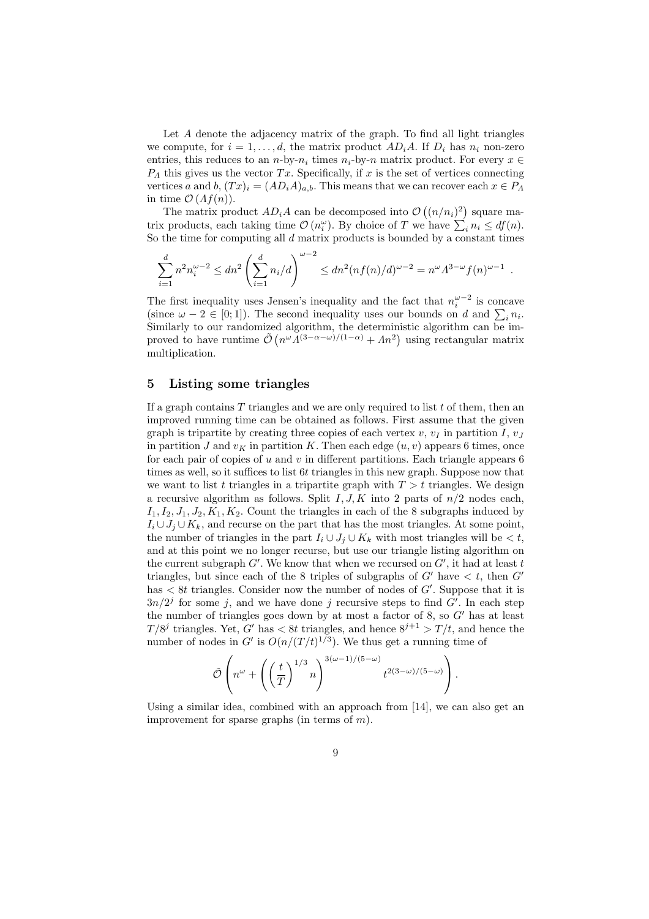Let $A$ denote the adjacency matrix of the graph. To find all light triangles we compute, for $i = 1, \ldots, d$, the matrix product $AD_iA$. If $D_i$ has $n_i$ non-zero entries, this reduces to an $n$-by-$n_i$ times $n_i$-by-$n$ matrix product. For every $x \in P_\Lambda$ this gives us the vector $Tx$. Specifically, if $x$ is the set of vertices connecting vertices $a$ and $b$, $(Tx)_i = (AD_iA)_{a,b}$. This means that we can recover each $x \in P_\Lambda$ in time $\mathcal{O}(\Lambda f(n))$.

The matrix product $AD_iA$ can be decomposed into $\mathcal{O}\left((n/n_i)^2\right)$ square matrix products, each taking time $\mathcal{O}(n_i^\omega)$. By choice of $T$ we have $\sum_i n_i \leq df(n)$. So the time for computing all $d$ matrix products is bounded by a constant times

$$\sum_{i=1}^{d} n^2 n_i^{\omega-2} \leq dn^2 \left(\sum_{i=1}^{d} n_i/d\right)^{\omega-2} \leq dn^2 (nf(n)/d)^{\omega-2} = n^\omega \Lambda^{3-\omega} f(n)^{\omega-1} \ .$$

The first inequality uses Jensen's inequality and the fact that $n_i^{\omega-2}$ is concave (since $\omega - 2 \in [0;1]$). The second inequality uses our bounds on $d$ and $\sum_i n_i$. Similarly to our randomized algorithm, the deterministic algorithm can be improved to have runtime $\tilde{\mathcal{O}}\left(n^\omega \Lambda^{(3-\alpha-\omega)/(1-\alpha)} + \Lambda n^2\right)$ using rectangular matrix multiplication.

## 5 Listing some triangles

If a graph contains $T$ triangles and we are only required to list $t$ of them, then an improved running time can be obtained as follows. First assume that the given graph is tripartite by creating three copies of each vertex $v$, $v_I$ in partition $I$, $v_J$ in partition $J$ and $v_K$ in partition $K$. Then each edge $(u, v)$ appears 6 times, once for each pair of copies of $u$ and $v$ in different partitions. Each triangle appears 6 times as well, so it suffices to list $6t$ triangles in this new graph. Suppose now that we want to list $t$ triangles in a tripartite graph with $T > t$ triangles. We design a recursive algorithm as follows. Split $I, J, K$ into 2 parts of $n/2$ nodes each, $I_1, I_2, J_1, J_2, K_1, K_2$. Count the triangles in each of the 8 subgraphs induced by $I_i \cup J_j \cup K_k$, and recurse on the part that has the most triangles. At some point, the number of triangles in the part $I_i \cup J_j \cup K_k$ with most triangles will be $< t$, and at this point we no longer recurse, but use our triangle listing algorithm on the current subgraph $G'$. We know that when we recursed on $G'$, it had at least $t$ triangles, but since each of the 8 triples of subgraphs of $G'$ have $< t$, then $G'$ has $< 8t$ triangles. Consider now the number of nodes of $G'$. Suppose that it is $3n/2^j$ for some $j$, and we have done $j$ recursive steps to find $G'$. In each step the number of triangles goes down by at most a factor of 8, so $G'$ has at least $T/8^j$ triangles. Yet, $G'$ has $< 8t$ triangles, and hence $8^{j+1} > T/t$, and hence the number of nodes in $G'$ is $O(n/(T/t)^{1/3})$. We thus get a running time of

$$\tilde{\mathcal{O}}\left(n^\omega + \left(\left(\frac{t}{T}\right)^{1/3} n\right)^{3(\omega-1)/(5-\omega)} t^{2(3-\omega)/(5-\omega)}\right).$$

Using a similar idea, combined with an approach from [14], we can also get an improvement for sparse graphs (in terms of $m$).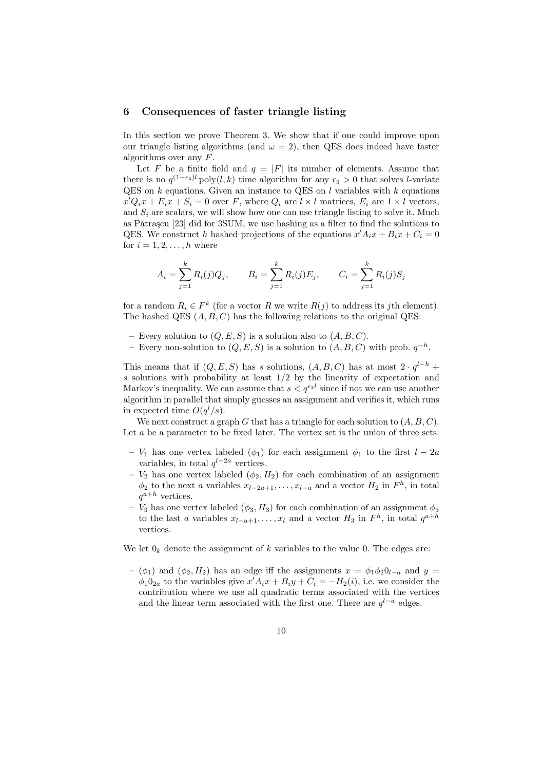## 6 Consequences of faster triangle listing

In this section we prove Theorem 3. We show that if one could improve upon our triangle listing algorithms (and $\omega = 2$), then QES does indeed have faster algorithms over any $F$.

Let $F$ be a finite field and $q = |F|$ its number of elements. Assume that there is no $q^{(1-\epsilon_3)l}\,\text{poly}(l,k)$ time algorithm for any $\epsilon_3 > 0$ that solves $l$-variate QES on $k$ equations. Given an instance to QES on $l$ variables with $k$ equations $x'Q_i x + E_i x + S_i = 0$ over $F$, where $Q_i$ are $l \times l$ matrices, $E_i$ are $1 \times l$ vectors, and $S_i$ are scalars, we will show how one can use triangle listing to solve it. Much as Pătraşcu [23] did for 3SUM, we use hashing as a filter to find the solutions to QES. We construct $h$ hashed projections of the equations $x'A_i x + B_i x + C_i = 0$ for $i = 1, 2, \ldots, h$ where

$$A_i = \sum_{j=1}^{k} R_i(j) Q_j, \qquad B_i = \sum_{j=1}^{k} R_i(j) E_j, \qquad C_i = \sum_{j=1}^{k} R_i(j) S_j$$

for a random $R_i \in F^k$ (for a vector $R$ we write $R(j)$ to address its $j$th element). The hashed QES $(A, B, C)$ has the following relations to the original QES:

- Every solution to $(Q, E, S)$ is a solution also to $(A, B, C)$.
- Every non-solution to $(Q, E, S)$ is a solution to $(A, B, C)$ with prob. $q^{-h}$.

This means that if $(Q, E, S)$ has $s$ solutions, $(A, B, C)$ has at most $2 \cdot q^{l-h} + s$ solutions with probability at least $1/2$ by the linearity of expectation and Markov's inequality. We can assume that $s < q^{\epsilon_3 l}$ since if not we can use another algorithm in parallel that simply guesses an assignment and verifies it, which runs in expected time $O(q^l/s)$.

We next construct a graph $G$ that has a triangle for each solution to $(A, B, C)$. Let $a$ be a parameter to be fixed later. The vertex set is the union of three sets:

- $V_1$ has one vertex labeled $(\phi_1)$ for each assignment $\phi_1$ to the first $l - 2a$ variables, in total $q^{l-2a}$ vertices.
- $V_2$ has one vertex labeled $(\phi_2, H_2)$ for each combination of an assignment $\phi_2$ to the next $a$ variables $x_{l-2a+1}, \ldots, x_{l-a}$ and a vector $H_2$ in $F^h$, in total $q^{a+h}$ vertices.
- $V_3$ has one vertex labeled $(\phi_3, H_3)$ for each combination of an assignment $\phi_3$ to the last $a$ variables $x_{l-a+1}, \ldots, x_l$ and a vector $H_3$ in $F^h$, in total $q^{a+h}$ vertices.

We let $0_k$ denote the assignment of $k$ variables to the value 0. The edges are:

- $(\phi_1)$ and $(\phi_2, H_2)$ has an edge iff the assignments $x = \phi_1\phi_2 0_{l-a}$ and $y = \phi_1 0_{2a}$ to the variables give $x'A_i x + B_i y + C_i = -H_2(i)$, i.e. we consider the contribution where we use all quadratic terms associated with the vertices and the linear term associated with the first one. There are $q^{l-a}$ edges.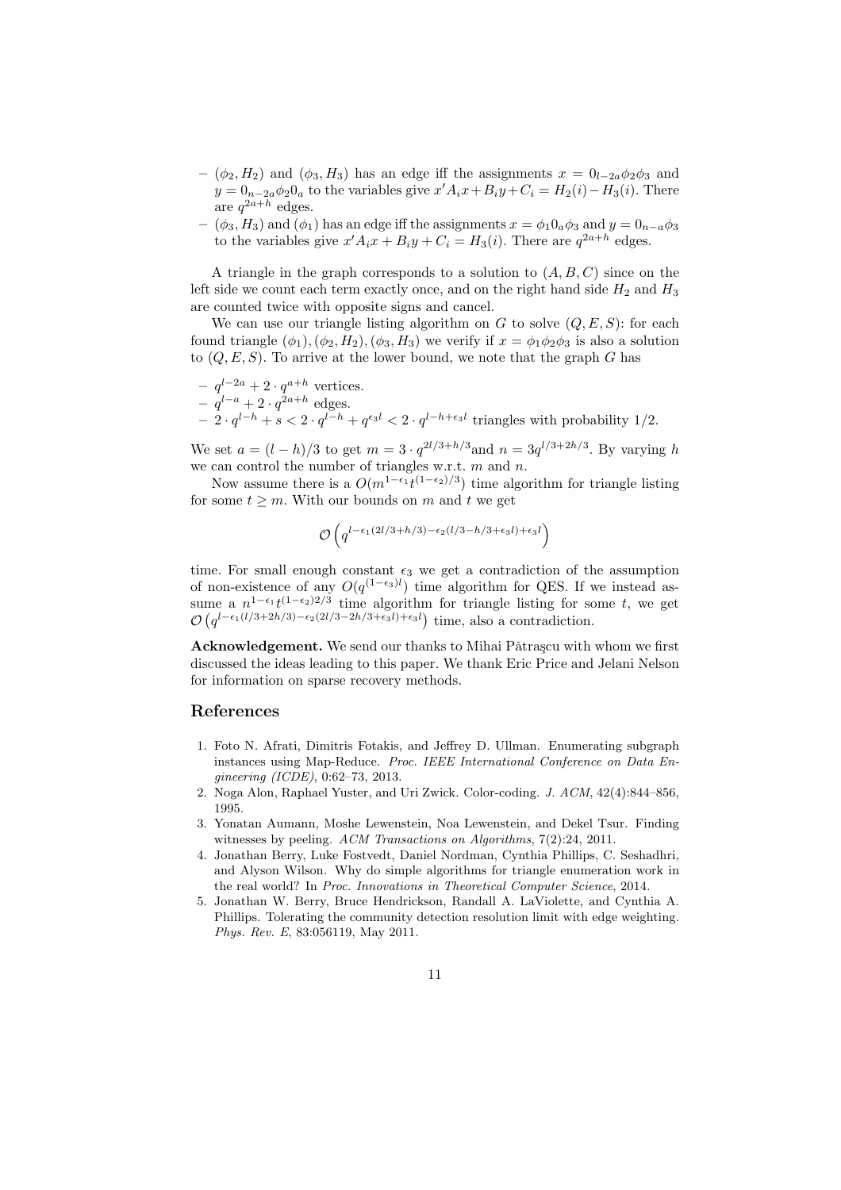- $(\phi_2, H_2)$ and $(\phi_3, H_3)$ has an edge iff the assignments $x = 0_{l-2a}\phi_2\phi_3$ and $y = 0_{n-2a}\phi_2 0_a$ to the variables give $x'A_i x + B_i y + C_i = H_2(i) - H_3(i)$. There are $q^{2a+h}$ edges.
- $(\phi_3, H_3)$ and $(\phi_1)$ has an edge iff the assignments $x = \phi_1 0_a \phi_3$ and $y = 0_{n-a}\phi_3$ to the variables give $x'A_i x + B_i y + C_i = H_3(i)$. There are $q^{2a+h}$ edges.

A triangle in the graph corresponds to a solution to $(A, B, C)$ since on the left side we count each term exactly once, and on the right hand side $H_2$ and $H_3$ are counted twice with opposite signs and cancel.

We can use our triangle listing algorithm on $G$ to solve $(Q, E, S)$: for each found triangle $(\phi_1), (\phi_2, H_2), (\phi_3, H_3)$ we verify if $x = \phi_1\phi_2\phi_3$ is also a solution to $(Q, E, S)$. To arrive at the lower bound, we note that the graph $G$ has

- $q^{l-2a} + 2 \cdot q^{a+h}$ vertices.
- $q^{l-a} + 2 \cdot q^{2a+h}$ edges.
- $2 \cdot q^{l-h} + s < 2 \cdot q^{l-h} + q^{\epsilon_3 l} < 2 \cdot q^{l-h+\epsilon_3 l}$ triangles with probability 1/2.

We set $a = (l-h)/3$ to get $m = 3 \cdot q^{2l/3+h/3}$and $n = 3q^{l/3+2h/3}$. By varying $h$ we can control the number of triangles w.r.t. $m$ and $n$.

Now assume there is a $O(m^{1-\epsilon_1} t^{(1-\epsilon_2)/3})$ time algorithm for triangle listing for some $t \geq m$. With our bounds on $m$ and $t$ we get

$$\mathcal{O}\left(q^{l-\epsilon_1(2l/3+h/3)-\epsilon_2(l/3-h/3+\epsilon_3 l)+\epsilon_3 l}\right)$$

time. For small enough constant $\epsilon_3$ we get a contradiction of the assumption of non-existence of any $O(q^{(1-\epsilon_3)l})$ time algorithm for QES. If we instead assume a $n^{1-\epsilon_1} t^{(1-\epsilon_2)2/3}$ time algorithm for triangle listing for some $t$, we get $\mathcal{O}\left(q^{l-\epsilon_1(l/3+2h/3)-\epsilon_2(2l/3-2h/3+\epsilon_3 l)+\epsilon_3 l}\right)$ time, also a contradiction.

**Acknowledgement.** We send our thanks to Mihai Pătraşcu with whom we first discussed the ideas leading to this paper. We thank Eric Price and Jelani Nelson for information on sparse recovery methods.

## References

1. Foto N. Afrati, Dimitris Fotakis, and Jeffrey D. Ullman. Enumerating subgraph instances using Map-Reduce. *Proc. IEEE International Conference on Data Engineering (ICDE)*, 0:62–73, 2013.
2. Noga Alon, Raphael Yuster, and Uri Zwick. Color-coding. *J. ACM*, 42(4):844–856, 1995.
3. Yonatan Aumann, Moshe Lewenstein, Noa Lewenstein, and Dekel Tsur. Finding witnesses by peeling. *ACM Transactions on Algorithms*, 7(2):24, 2011.
4. Jonathan Berry, Luke Fostvedt, Daniel Nordman, Cynthia Phillips, C. Seshadhri, and Alyson Wilson. Why do simple algorithms for triangle enumeration work in the real world? In *Proc. Innovations in Theoretical Computer Science*, 2014.
5. Jonathan W. Berry, Bruce Hendrickson, Randall A. LaViolette, and Cynthia A. Phillips. Tolerating the community detection resolution limit with edge weighting. *Phys. Rev. E*, 83:056119, May 2011.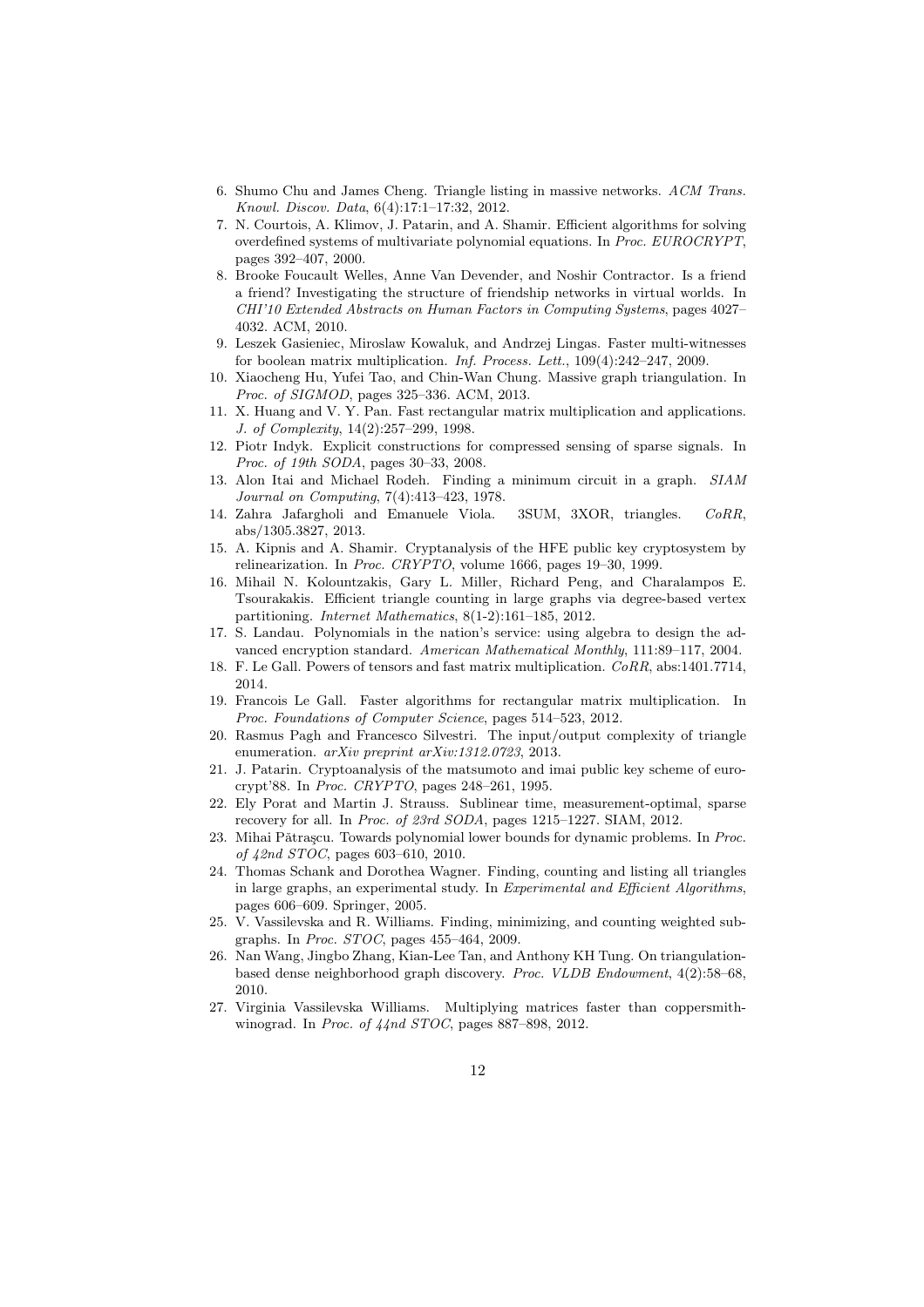6. Shumo Chu and James Cheng. Triangle listing in massive networks. *ACM Trans. Knowl. Discov. Data*, 6(4):17:1–17:32, 2012.
7. N. Courtois, A. Klimov, J. Patarin, and A. Shamir. Efficient algorithms for solving overdefined systems of multivariate polynomial equations. In *Proc. EUROCRYPT*, pages 392–407, 2000.
8. Brooke Foucault Welles, Anne Van Devender, and Noshir Contractor. Is a friend a friend? Investigating the structure of friendship networks in virtual worlds. In *CHI'10 Extended Abstracts on Human Factors in Computing Systems*, pages 4027–4032. ACM, 2010.
9. Leszek Gasieniec, Miroslaw Kowaluk, and Andrzej Lingas. Faster multi-witnesses for boolean matrix multiplication. *Inf. Process. Lett.*, 109(4):242–247, 2009.
10. Xiaocheng Hu, Yufei Tao, and Chin-Wan Chung. Massive graph triangulation. In *Proc. of SIGMOD*, pages 325–336. ACM, 2013.
11. X. Huang and V. Y. Pan. Fast rectangular matrix multiplication and applications. *J. of Complexity*, 14(2):257–299, 1998.
12. Piotr Indyk. Explicit constructions for compressed sensing of sparse signals. In *Proc. of 19th SODA*, pages 30–33, 2008.
13. Alon Itai and Michael Rodeh. Finding a minimum circuit in a graph. *SIAM Journal on Computing*, 7(4):413–423, 1978.
14. Zahra Jafargholi and Emanuele Viola. 3SUM, 3XOR, triangles. *CoRR*, abs/1305.3827, 2013.
15. A. Kipnis and A. Shamir. Cryptanalysis of the HFE public key cryptosystem by relinearization. In *Proc. CRYPTO*, volume 1666, pages 19–30, 1999.
16. Mihail N. Kolountzakis, Gary L. Miller, Richard Peng, and Charalampos E. Tsourakakis. Efficient triangle counting in large graphs via degree-based vertex partitioning. *Internet Mathematics*, 8(1-2):161–185, 2012.
17. S. Landau. Polynomials in the nation's service: using algebra to design the advanced encryption standard. *American Mathematical Monthly*, 111:89–117, 2004.
18. F. Le Gall. Powers of tensors and fast matrix multiplication. *CoRR*, abs:1401.7714, 2014.
19. Francois Le Gall. Faster algorithms for rectangular matrix multiplication. In *Proc. Foundations of Computer Science*, pages 514–523, 2012.
20. Rasmus Pagh and Francesco Silvestri. The input/output complexity of triangle enumeration. *arXiv preprint arXiv:1312.0723*, 2013.
21. J. Patarin. Cryptoanalysis of the matsumoto and imai public key scheme of eurocrypt'88. In *Proc. CRYPTO*, pages 248–261, 1995.
22. Ely Porat and Martin J. Strauss. Sublinear time, measurement-optimal, sparse recovery for all. In *Proc. of 23rd SODA*, pages 1215–1227. SIAM, 2012.
23. Mihai Pătraşcu. Towards polynomial lower bounds for dynamic problems. In *Proc. of 42nd STOC*, pages 603–610, 2010.
24. Thomas Schank and Dorothea Wagner. Finding, counting and listing all triangles in large graphs, an experimental study. In *Experimental and Efficient Algorithms*, pages 606–609. Springer, 2005.
25. V. Vassilevska and R. Williams. Finding, minimizing, and counting weighted subgraphs. In *Proc. STOC*, pages 455–464, 2009.
26. Nan Wang, Jingbo Zhang, Kian-Lee Tan, and Anthony KH Tung. On triangulation-based dense neighborhood graph discovery. *Proc. VLDB Endowment*, 4(2):58–68, 2010.
27. Virginia Vassilevska Williams. Multiplying matrices faster than coppersmith-winograd. In *Proc. of 44nd STOC*, pages 887–898, 2012.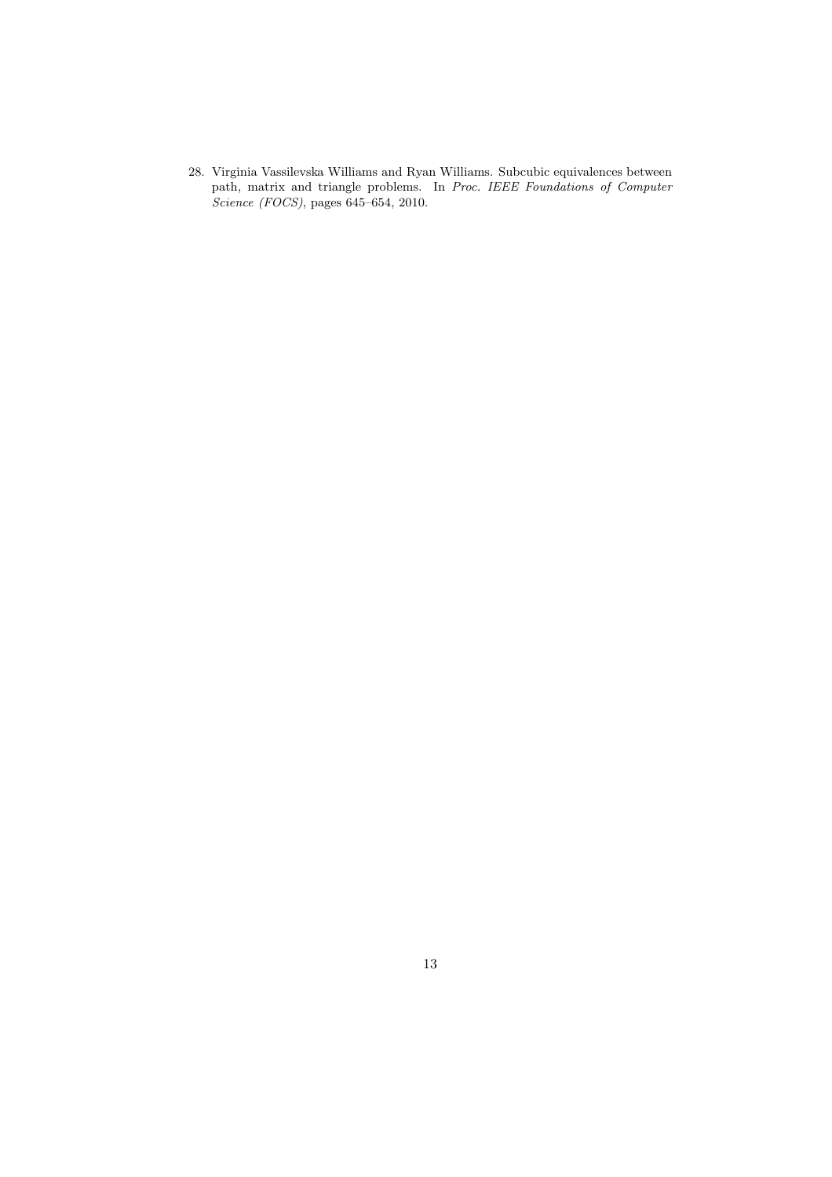28. Virginia Vassilevska Williams and Ryan Williams. Subcubic equivalences between path, matrix and triangle problems. In *Proc. IEEE Foundations of Computer Science (FOCS)*, pages 645–654, 2010.